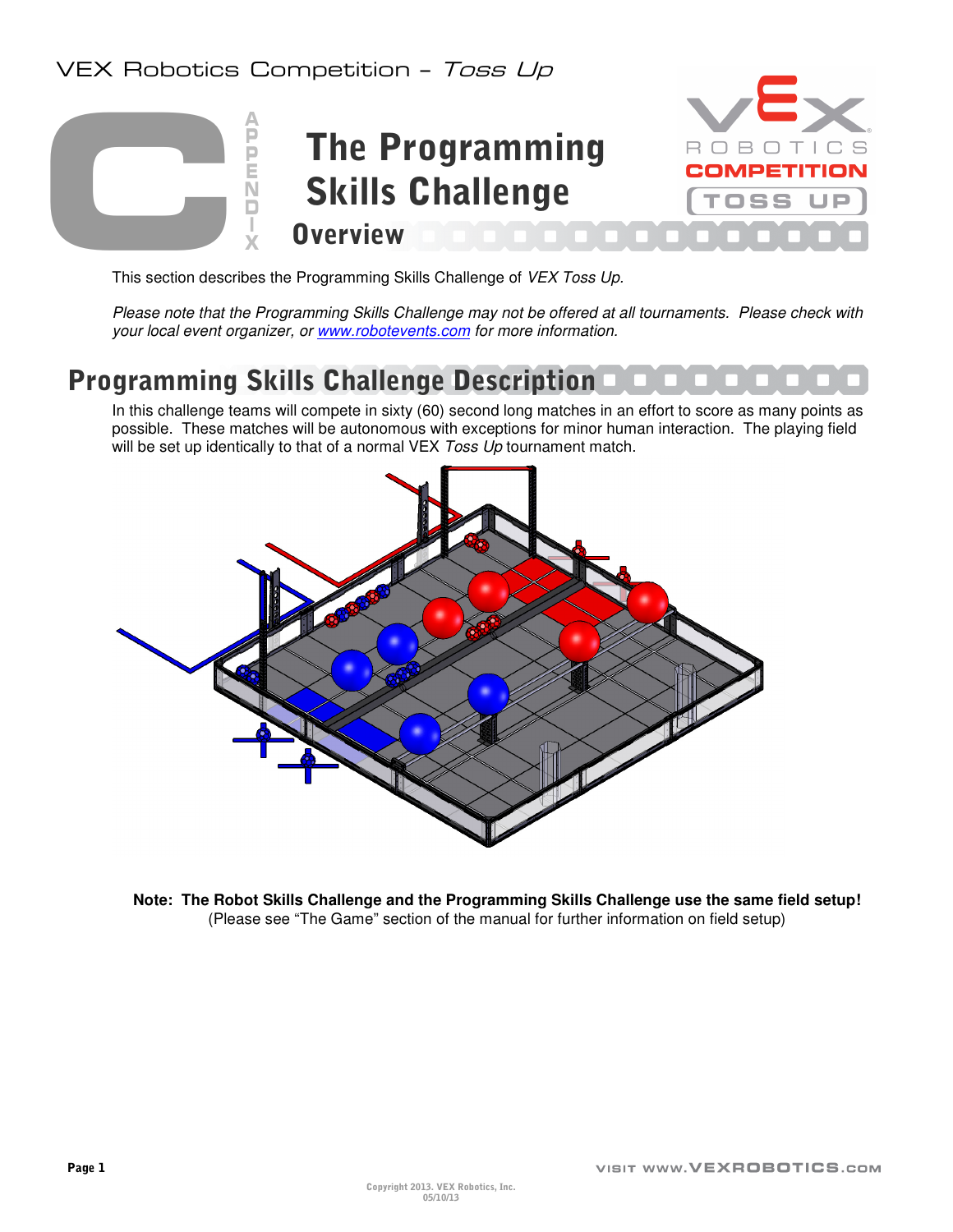# Appendix C

# The Programming Skills Challenge

## Overview

This section describes the Programming Skills Challenge of *VEX Toss Up.*

*Please note that the Programming Skills Challenge may not be offered at all tournaments. Please check with your local event organizer, or [www.robotevents.com](http://www.robotevents.com) for more information.*

## Programming Skills Challenge Description

In this challenge teams will compete in sixty (60) second long matches in an effort to score as many points as possible. These matches will be autonomous with exceptions for minor human interaction. The playing field will be set up identically to that of a normal VEX *Toss Up* tournament match.

**Note: The Robot Skills Challenge and the Programming Skills Challenge use the same field setup!**
(Please see "The Game" section of the manual for further information on field setup)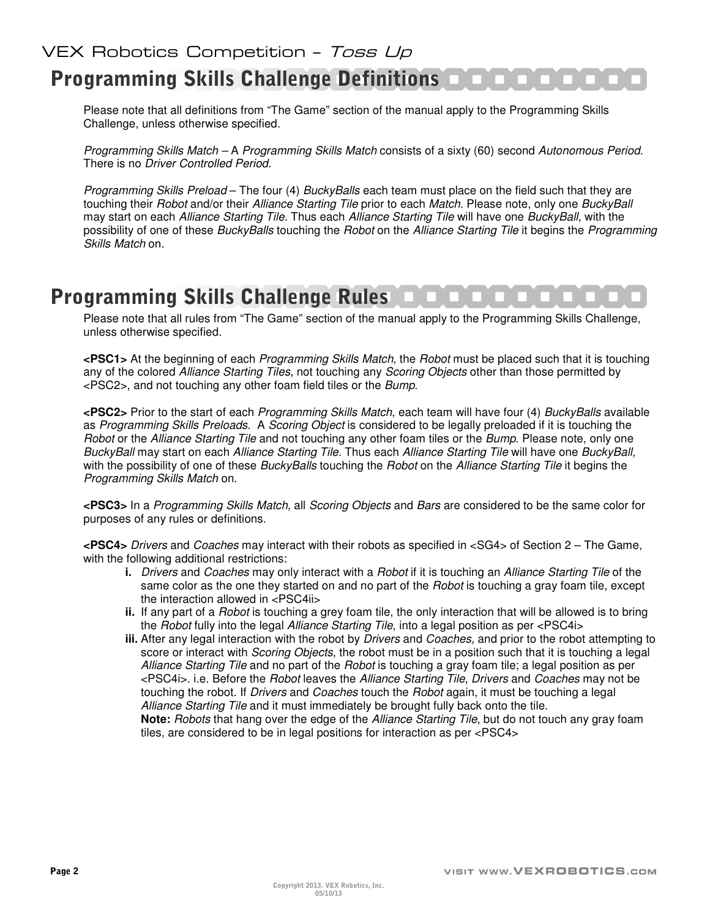## Programming Skills Challenge Definitions

Please note that all definitions from "The Game" section of the manual apply to the Programming Skills Challenge, unless otherwise specified.

*Programming Skills Match* – A *Programming Skills Match* consists of a sixty (60) second *Autonomous Period*. There is no *Driver Controlled Period*.

*Programming Skills Preload* – The four (4) *BuckyBalls* each team must place on the field such that they are touching their *Robot* and/or their *Alliance Starting Tile* prior to each *Match*. Please note, only one *BuckyBall* may start on each *Alliance Starting Tile*. Thus each *Alliance Starting Tile* will have one *BuckyBall,* with the possibility of one of these *BuckyBalls* touching the *Robot* on the *Alliance Starting Tile* it begins the *Programming Skills Match* on.

## Programming Skills Challenge Rules

Please note that all rules from "The Game" section of the manual apply to the Programming Skills Challenge, unless otherwise specified.

**<PSC1>** At the beginning of each *Programming Skills Match*, the *Robot* must be placed such that it is touching any of the colored *Alliance Starting Tiles*, not touching any *Scoring Objects* other than those permitted by <PSC2>, and not touching any other foam field tiles or the *Bump*.

**<PSC2>** Prior to the start of each *Programming Skills Match*, each team will have four (4) *BuckyBalls* available as *Programming Skills Preloads*. A *Scoring Object* is considered to be legally preloaded if it is touching the *Robot* or the *Alliance Starting Tile* and not touching any other foam tiles or the *Bump*. Please note, only one *BuckyBall* may start on each *Alliance Starting Tile*. Thus each *Alliance Starting Tile* will have one *BuckyBall,* with the possibility of one of these *BuckyBalls* touching the *Robot* on the *Alliance Starting Tile* it begins the *Programming Skills Match* on.

**<PSC3>** In a *Programming Skills Match,* all *Scoring Objects* and *Bars* are considered to be the same color for purposes of any rules or definitions.

**<PSC4>** *Drivers* and *Coaches* may interact with their robots as specified in <SG4> of Section 2 – The Game, with the following additional restrictions:

- **i.** *Drivers* and *Coaches* may only interact with a *Robot* if it is touching an *Alliance Starting Tile* of the same color as the one they started on and no part of the *Robot* is touching a gray foam tile, except the interaction allowed in <PSC4ii>
- **ii.** If any part of a *Robot* is touching a grey foam tile, the only interaction that will be allowed is to bring the *Robot* fully into the legal *Alliance Starting Tile*, into a legal position as per <PSC4i>
- **iii.** After any legal interaction with the robot by *Drivers* and *Coaches,* and prior to the robot attempting to score or interact with *Scoring Objects*, the robot must be in a position such that it is touching a legal *Alliance Starting Tile* and no part of the *Robot* is touching a gray foam tile; a legal position as per <PSC4i>. i.e. Before the *Robot* leaves the *Alliance Starting Tile*, *Drivers* and *Coaches* may not be touching the robot. If *Drivers* and *Coaches* touch the *Robot* again, it must be touching a legal *Alliance Starting Tile* and it must immediately be brought fully back onto the tile.

  **Note:** *Robots* that hang over the edge of the *Alliance Starting Tile*, but do not touch any gray foam tiles, are considered to be in legal positions for interaction as per <PSC4>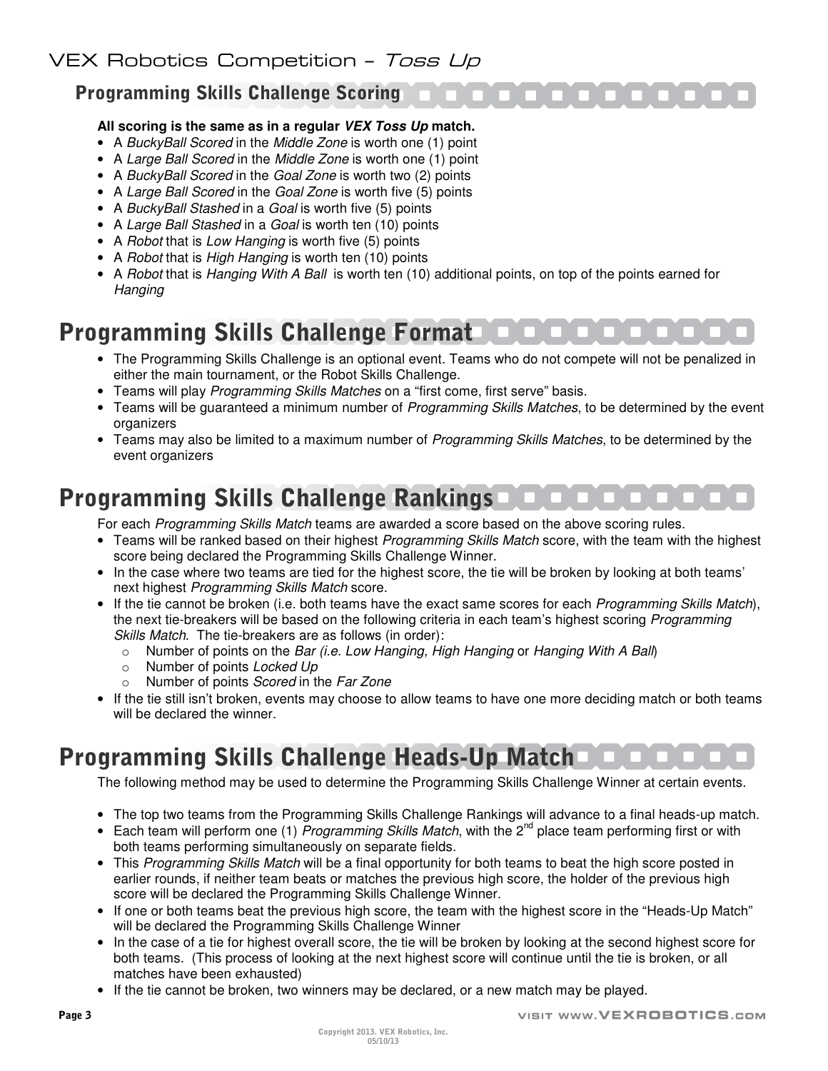## Programming Skills Challenge Scoring

**All scoring is the same as in a regular *VEX Toss Up* match.**

- A *BuckyBall Scored* in the *Middle Zone* is worth one (1) point
- A *Large Ball Scored* in the *Middle Zone* is worth one (1) point
- A *BuckyBall Scored* in the *Goal Zone* is worth two (2) points
- A *Large Ball Scored* in the *Goal Zone* is worth five (5) points
- A *BuckyBall Stashed* in a *Goal* is worth five (5) points
- A *Large Ball Stashed* in a *Goal* is worth ten (10) points
- A *Robot* that is *Low Hanging* is worth five (5) points
- A *Robot* that is *High Hanging* is worth ten (10) points
- A *Robot* that is *Hanging With A Ball* is worth ten (10) additional points, on top of the points earned for *Hanging*

# Programming Skills Challenge Format

- The Programming Skills Challenge is an optional event. Teams who do not compete will not be penalized in either the main tournament, or the Robot Skills Challenge.
- Teams will play *Programming Skills Matches* on a "first come, first serve" basis.
- Teams will be guaranteed a minimum number of *Programming Skills Matches*, to be determined by the event organizers
- Teams may also be limited to a maximum number of *Programming Skills Matches*, to be determined by the event organizers

# Programming Skills Challenge Rankings

For each *Programming Skills Match* teams are awarded a score based on the above scoring rules.

- Teams will be ranked based on their highest *Programming Skills Match* score, with the team with the highest score being declared the Programming Skills Challenge Winner.
- In the case where two teams are tied for the highest score, the tie will be broken by looking at both teams' next highest *Programming Skills Match* score.
- If the tie cannot be broken (i.e. both teams have the exact same scores for each *Programming Skills Match*), the next tie-breakers will be based on the following criteria in each team's highest scoring *Programming Skills Match*. The tie-breakers are as follows (in order):
  - Number of points on the *Bar (i.e. Low Hanging, High Hanging* or *Hanging With A Ball*)
  - Number of points *Locked Up*
  - Number of points *Scored* in the *Far Zone*
- If the tie still isn't broken, events may choose to allow teams to have one more deciding match or both teams will be declared the winner.

# Programming Skills Challenge Heads-Up Match

The following method may be used to determine the Programming Skills Challenge Winner at certain events.

- The top two teams from the Programming Skills Challenge Rankings will advance to a final heads-up match.
- Each team will perform one (1) *Programming Skills Match*, with the 2nd place team performing first or with both teams performing simultaneously on separate fields.
- This *Programming Skills Match* will be a final opportunity for both teams to beat the high score posted in earlier rounds, if neither team beats or matches the previous high score, the holder of the previous high score will be declared the Programming Skills Challenge Winner.
- If one or both teams beat the previous high score, the team with the highest score in the "Heads-Up Match" will be declared the Programming Skills Challenge Winner
- In the case of a tie for highest overall score, the tie will be broken by looking at the second highest score for both teams. (This process of looking at the next highest score will continue until the tie is broken, or all matches have been exhausted)
- If the tie cannot be broken, two winners may be declared, or a new match may be played.